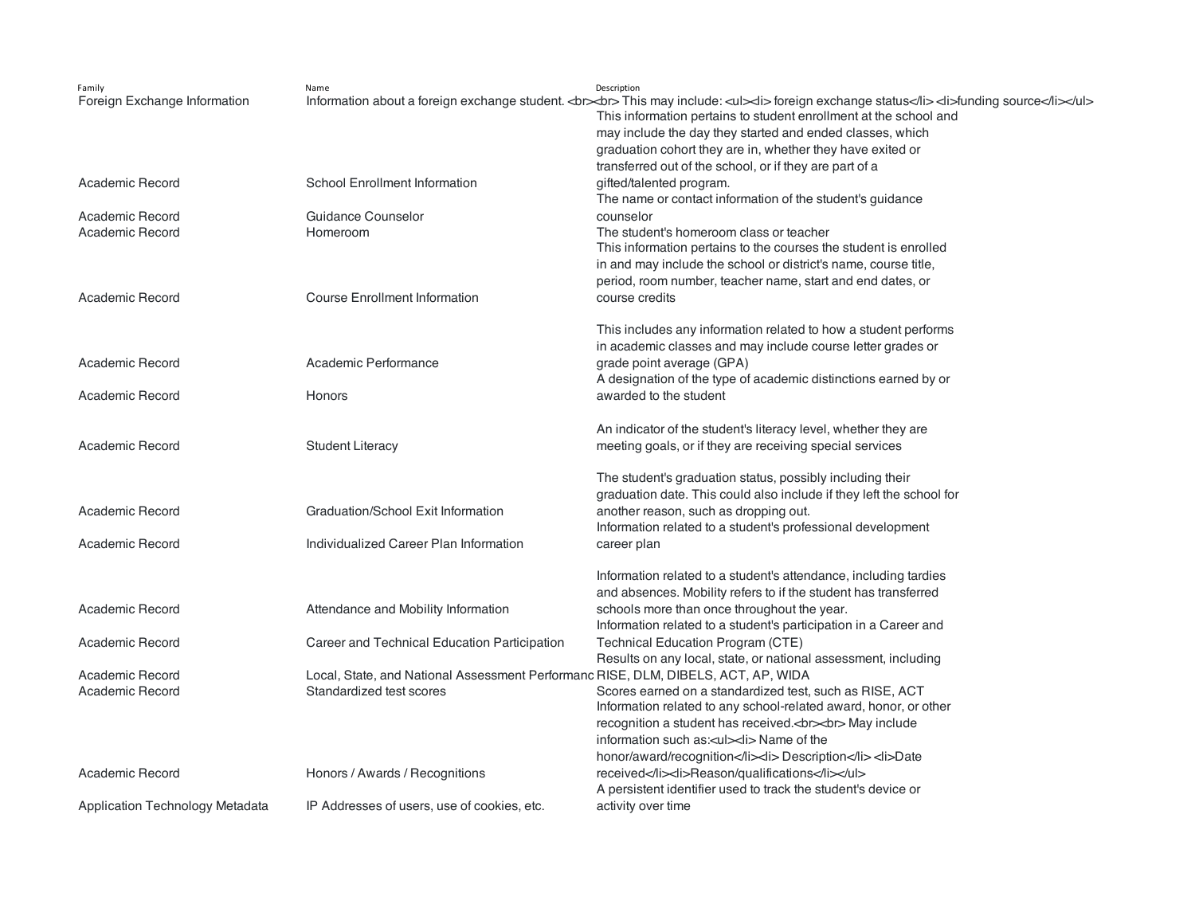| Family | Name | Description |
|---|---|---|
| Foreign Exchange Information | Information about a foreign exchange student. <br><br> This may include: <ul><li> foreign exchange status</li> <li>funding source</li></ul> | |
| Academic Record | School Enrollment Information | This information pertains to student enrollment at the school and may include the day they started and ended classes, which graduation cohort they are in, whether they have exited or transferred out of the school, or if they are part of a gifted/talented program. |
| Academic Record | Guidance Counselor | The name or contact information of the student's guidance counselor |
| Academic Record | Homeroom | The student's homeroom class or teacher |
| Academic Record | Course Enrollment Information | This information pertains to the courses the student is enrolled in and may include the school or district's name, course title, period, room number, teacher name, start and end dates, or course credits |
| Academic Record | Academic Performance | This includes any information related to how a student performs in academic classes and may include course letter grades or grade point average (GPA) |
| Academic Record | Honors | A designation of the type of academic distinctions earned by or awarded to the student |
| Academic Record | Student Literacy | An indicator of the student's literacy level, whether they are meeting goals, or if they are receiving special services |
| Academic Record | Graduation/School Exit Information | The student's graduation status, possibly including their graduation date. This could also include if they left the school for another reason, such as dropping out. |
| Academic Record | Individualized Career Plan Information | Information related to a student's professional development career plan |
| Academic Record | Attendance and Mobility Information | Information related to a student's attendance, including tardies and absences. Mobility refers to if the student has transferred schools more than once throughout the year. |
| Academic Record | Career and Technical Education Participation | Information related to a student's participation in a Career and Technical Education Program (CTE) |
| Academic Record | Local, State, and National Assessment Performanc | Results on any local, state, or national assessment, including RISE, DLM, DIBELS, ACT, AP, WIDA |
| Academic Record | Standardized test scores | Scores earned on a standardized test, such as RISE, ACT |
| Academic Record | Honors / Awards / Recognitions | Information related to any school-related award, honor, or other recognition a student has received.<br><br> May include information such as:<ul><li> Name of the honor/award/recognition</li><li> Description</li> <li>Date received</li><li>Reason/qualifications</li></ul> |
| Application Technology Metadata | IP Addresses of users, use of cookies, etc. | A persistent identifier used to track the student's device or activity over time |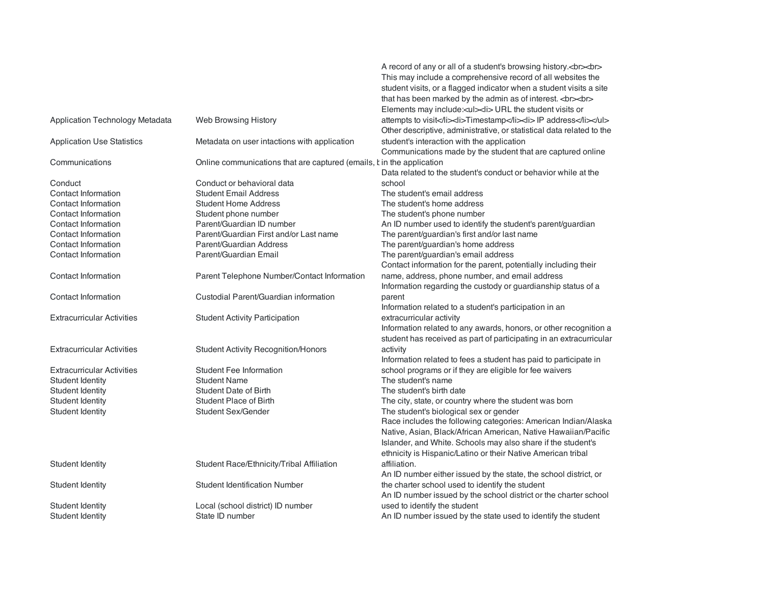| | | |
|---|---|---|
| Application Technology Metadata | Web Browsing History | A record of any or all of a student's browsing history.<br><br> This may include a comprehensive record of all websites the student visits, or a flagged indicator when a student visits a site that has been marked by the admin as of interest. <br><br> Elements may include:<ul><li> URL the student visits or attempts to visit</li><li>Timestamp</li><li> IP address</li></ul> |
| Application Use Statistics | Metadata on user intactions with application | Other descriptive, administrative, or statistical data related to the student's interaction with the application |
| Communications | Online communications that are captured (emails, t | Communications made by the student that are captured online in the application |
| Conduct | Conduct or behavioral data | Data related to the student's conduct or behavior while at the school |
| Contact Information | Student Email Address | The student's email address |
| Contact Information | Student Home Address | The student's home address |
| Contact Information | Student phone number | The student's phone number |
| Contact Information | Parent/Guardian ID number | An ID number used to identify the student's parent/guardian |
| Contact Information | Parent/Guardian First and/or Last name | The parent/guardian's first and/or last name |
| Contact Information | Parent/Guardian Address | The parent/guardian's home address |
| Contact Information | Parent/Guardian Email | The parent/guardian's email address |
| Contact Information | Parent Telephone Number/Contact Information | Contact information for the parent, potentially including their name, address, phone number, and email address |
| Contact Information | Custodial Parent/Guardian information | Information regarding the custody or guardianship status of a parent |
| Extracurricular Activities | Student Activity Participation | Information related to a student's participation in an extracurricular activity |
| Extracurricular Activities | Student Activity Recognition/Honors | Information related to any awards, honors, or other recognition a student has received as part of participating in an extracurricular activity |
| Extracurricular Activities | Student Fee Information | Information related to fees a student has paid to participate in school programs or if they are eligible for fee waivers |
| Student Identity | Student Name | The student's name |
| Student Identity | Student Date of Birth | The student's birth date |
| Student Identity | Student Place of Birth | The city, state, or country where the student was born |
| Student Identity | Student Sex/Gender | The student's biological sex or gender |
| Student Identity | Student Race/Ethnicity/Tribal Affiliation | Race includes the following categories: American Indian/Alaska Native, Asian, Black/African American, Native Hawaiian/Pacific Islander, and White. Schools may also share if the student's ethnicity is Hispanic/Latino or their Native American tribal affiliation. |
| Student Identity | Student Identification Number | An ID number either issued by the state, the school district, or the charter school used to identify the student |
| Student Identity | Local (school district) ID number | An ID number issued by the school district or the charter school used to identify the student |
| Student Identity | State ID number | An ID number issued by the state used to identify the student |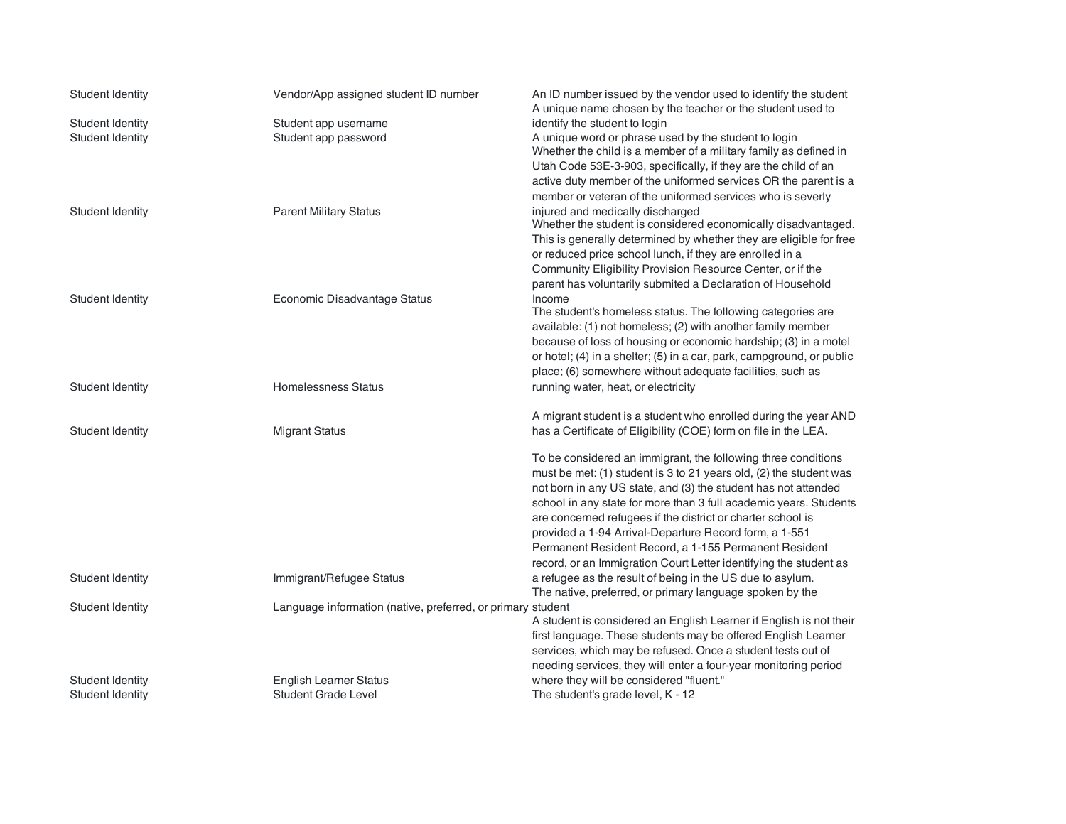| | | |
|---|---|---|
| Student Identity | Vendor/App assigned student ID number | An ID number issued by the vendor used to identify the student |
| Student Identity | Student app username | A unique name chosen by the teacher or the student used to identify the student to login |
| Student Identity | Student app password | A unique word or phrase used by the student to login |
| Student Identity | Parent Military Status | Whether the child is a member of a military family as defined in Utah Code 53E-3-903, specifically, if they are the child of an active duty member of the uniformed services OR the parent is a member or veteran of the uniformed services who is severly injured and medically discharged |
| Student Identity | Economic Disadvantage Status | Whether the student is considered economically disadvantaged. This is generally determined by whether they are eligible for free or reduced price school lunch, if they are enrolled in a Community Eligibility Provision Resource Center, or if the parent has voluntarily submited a Declaration of Household Income |
| Student Identity | Homelessness Status | The student's homeless status. The following categories are available: (1) not homeless; (2) with another family member because of loss of housing or economic hardship; (3) in a motel or hotel; (4) in a shelter; (5) in a car, park, campground, or public place; (6) somewhere without adequate facilities, such as running water, heat, or electricity |
| Student Identity | Migrant Status | A migrant student is a student who enrolled during the year AND has a Certificate of Eligibility (COE) form on file in the LEA. |
| Student Identity | Immigrant/Refugee Status | To be considered an immigrant, the following three conditions must be met: (1) student is 3 to 21 years old, (2) the student was not born in any US state, and (3) the student has not attended school in any state for more than 3 full academic years. Students are concerned refugees if the district or charter school is provided a 1-94 Arrival-Departure Record form, a 1-551 Permanent Resident Record, a 1-155 Permanent Resident record, or an Immigration Court Letter identifying the student as a refugee as the result of being in the US due to asylum. |
| Student Identity | Language information (native, preferred, or primary | The native, preferred, or primary language spoken by the student |
| Student Identity | English Learner Status | A student is considered an English Learner if English is not their first language. These students may be offered English Learner services, which may be refused. Once a student tests out of needing services, they will enter a four-year monitoring period where they will be considered "fluent." |
| Student Identity | Student Grade Level | The student's grade level, K - 12 |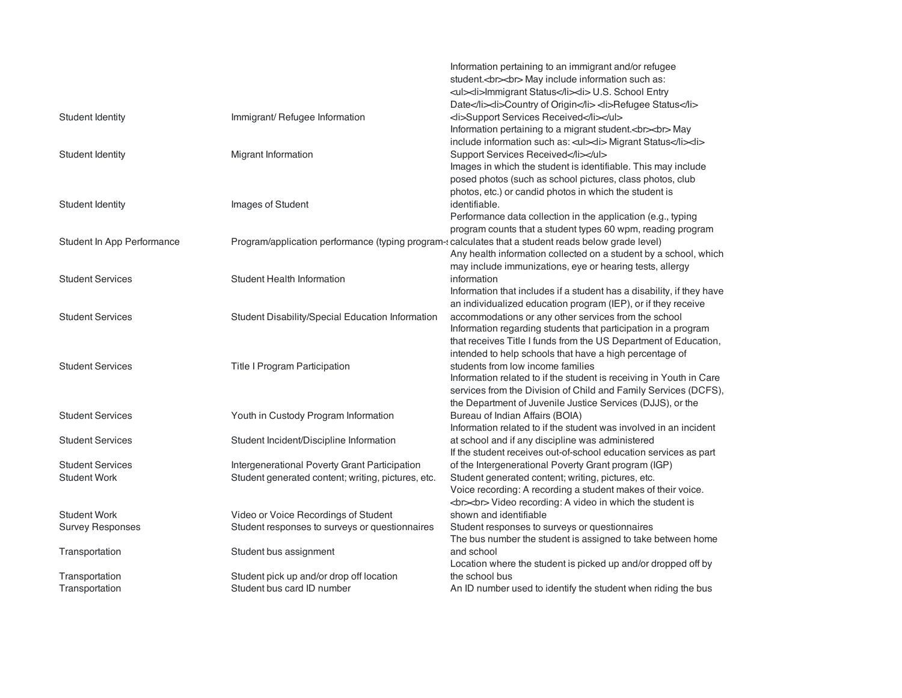| | | |
|---|---|---|
| Student Identity | Immigrant/ Refugee Information | Information pertaining to an immigrant and/or refugee student.<br><br> May include information such as: <ul><li>Immigrant Status</li><li> U.S. School Entry Date</li><li>Country of Origin</li> <li>Refugee Status</li> <li>Support Services Received</li></ul> |
| Student Identity | Migrant Information | Information pertaining to a migrant student.<br><br> May include information such as: <ul><li> Migrant Status</li><li> Support Services Received</li></ul> |
| Student Identity | Images of Student | Images in which the student is identifiable. This may include posed photos (such as school pictures, class photos, club photos, etc.) or candid photos in which the student is identifiable. |
| Student In App Performance | Program/application performance (typing program-s | Performance data collection in the application (e.g., typing program counts that a student types 60 wpm, reading program calculates that a student reads below grade level) |
| Student Services | Student Health Information | Any health information collected on a student by a school, which may include immunizations, eye or hearing tests, allergy information |
| Student Services | Student Disability/Special Education Information | Information that includes if a student has a disability, if they have an individualized education program (IEP), or if they receive accommodations or any other services from the school |
| Student Services | Title I Program Participation | Information regarding students that participation in a program that receives Title I funds from the US Department of Education, intended to help schools that have a high percentage of students from low income families |
| Student Services | Youth in Custody Program Information | Information related to if the student is receiving in Youth in Care services from the Division of Child and Family Services (DCFS), the Department of Juvenile Justice Services (DJJS), or the Bureau of Indian Affairs (BOIA) |
| Student Services | Student Incident/Discipline Information | Information related to if the student was involved in an incident at school and if any discipline was administered |
| Student Services | Intergenerational Poverty Grant Participation | If the student receives out-of-school education services as part of the Intergenerational Poverty Grant program (IGP) |
| Student Work | Student generated content; writing, pictures, etc. | Student generated content; writing, pictures, etc. |
| Student Work | Video or Voice Recordings of Student | Voice recording: A recording a student makes of their voice. <br><br> Video recording: A video in which the student is shown and identifiable |
| Survey Responses | Student responses to surveys or questionnaires | Student responses to surveys or questionnaires |
| Transportation | Student bus assignment | The bus number the student is assigned to take between home and school |
| Transportation | Student pick up and/or drop off location | Location where the student is picked up and/or dropped off by the school bus |
| Transportation | Student bus card ID number | An ID number used to identify the student when riding the bus |